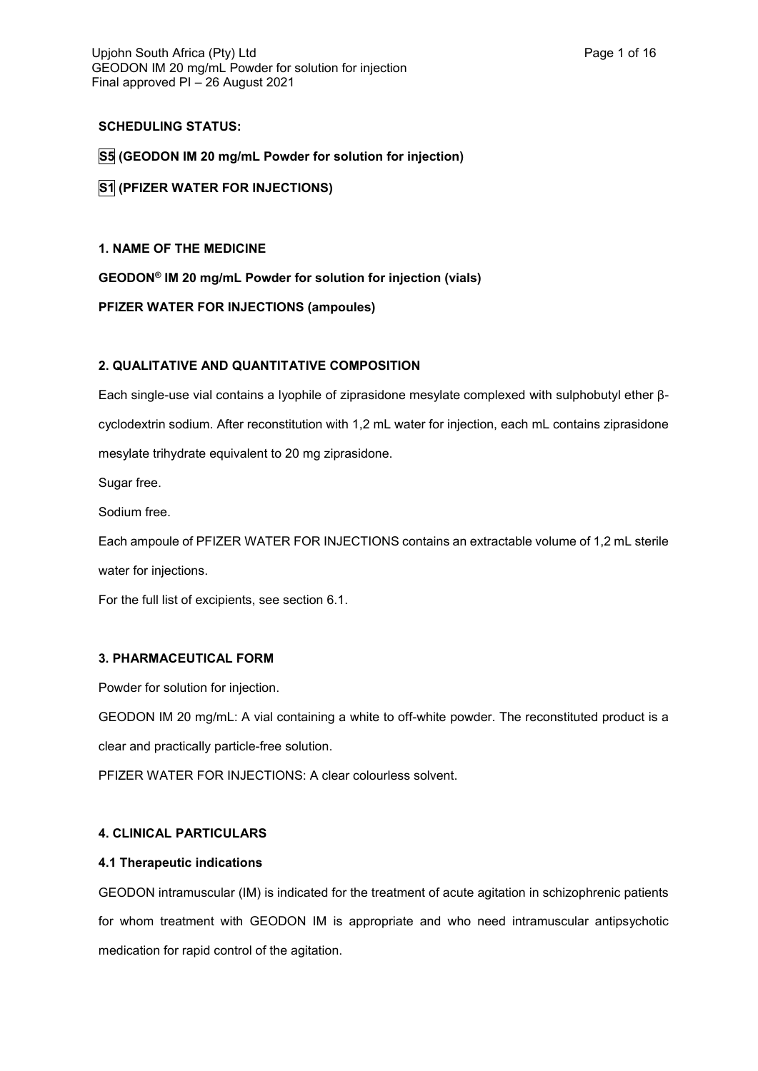**SCHEDULING STATUS:**

**S5 (GEODON IM 20 mg/mL Powder for solution for injection)**

**S1 (PFIZER WATER FOR INJECTIONS)**

## 1. NAME OF THE MEDICINE

**GEODON® IM 20 mg/mL Powder for solution for injection (vials)**

**PFIZER WATER FOR INJECTIONS (ampoules)**

## 2. QUALITATIVE AND QUANTITATIVE COMPOSITION

Each single-use vial contains a lyophile of ziprasidone mesylate complexed with sulphobutyl ether β-cyclodextrin sodium. After reconstitution with 1,2 mL water for injection, each mL contains ziprasidone mesylate trihydrate equivalent to 20 mg ziprasidone.

Sugar free.

Sodium free.

Each ampoule of PFIZER WATER FOR INJECTIONS contains an extractable volume of 1,2 mL sterile water for injections.

For the full list of excipients, see section 6.1.

## 3. PHARMACEUTICAL FORM

Powder for solution for injection.

GEODON IM 20 mg/mL: A vial containing a white to off-white powder. The reconstituted product is a clear and practically particle-free solution.

PFIZER WATER FOR INJECTIONS: A clear colourless solvent.

## 4. CLINICAL PARTICULARS

### 4.1 Therapeutic indications

GEODON intramuscular (IM) is indicated for the treatment of acute agitation in schizophrenic patients for whom treatment with GEODON IM is appropriate and who need intramuscular antipsychotic medication for rapid control of the agitation.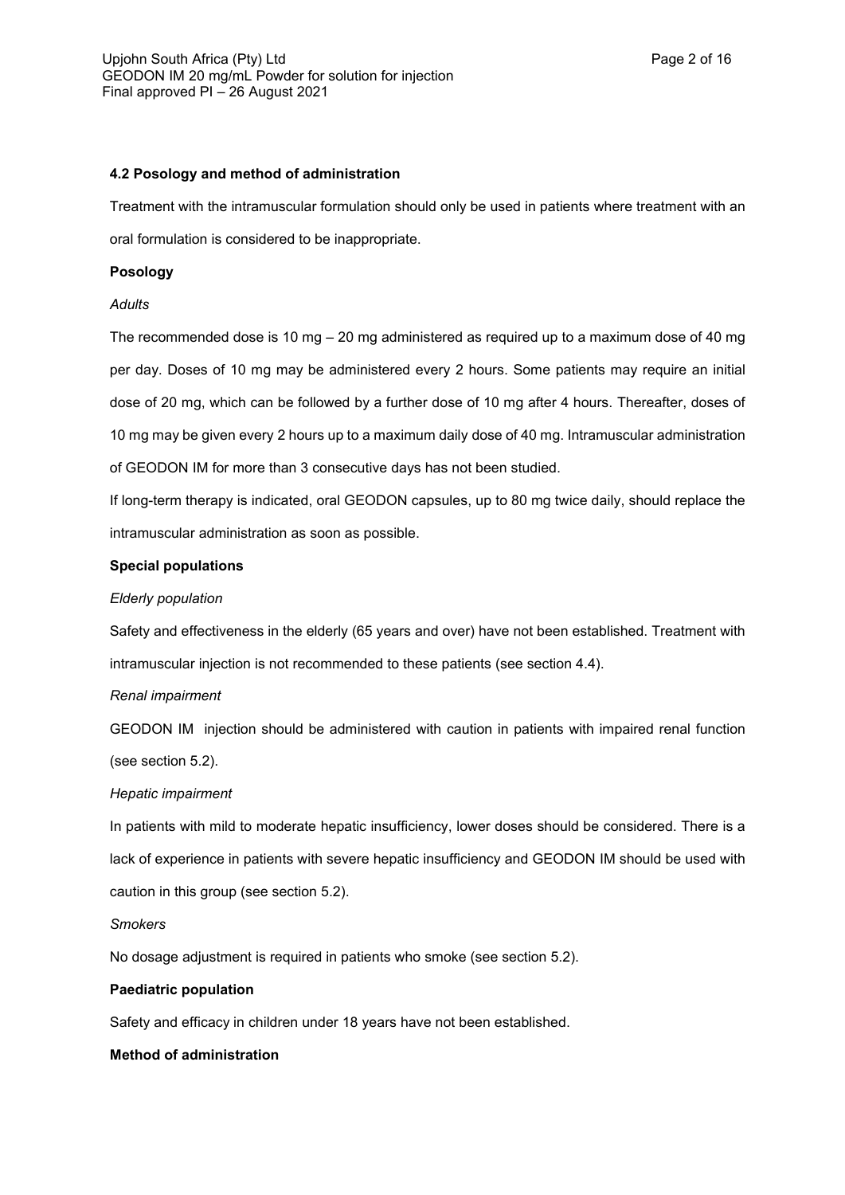### 4.2 Posology and method of administration

Treatment with the intramuscular formulation should only be used in patients where treatment with an oral formulation is considered to be inappropriate.

**Posology**

*Adults*

The recommended dose is 10 mg – 20 mg administered as required up to a maximum dose of 40 mg per day. Doses of 10 mg may be administered every 2 hours. Some patients may require an initial dose of 20 mg, which can be followed by a further dose of 10 mg after 4 hours. Thereafter, doses of 10 mg may be given every 2 hours up to a maximum daily dose of 40 mg. Intramuscular administration of GEODON IM for more than 3 consecutive days has not been studied.

If long-term therapy is indicated, oral GEODON capsules, up to 80 mg twice daily, should replace the intramuscular administration as soon as possible.

**Special populations**

*Elderly population*

Safety and effectiveness in the elderly (65 years and over) have not been established. Treatment with intramuscular injection is not recommended to these patients (see section 4.4).

*Renal impairment*

GEODON IM injection should be administered with caution in patients with impaired renal function (see section 5.2).

*Hepatic impairment*

In patients with mild to moderate hepatic insufficiency, lower doses should be considered. There is a lack of experience in patients with severe hepatic insufficiency and GEODON IM should be used with caution in this group (see section 5.2).

*Smokers*

No dosage adjustment is required in patients who smoke (see section 5.2).

**Paediatric population**

Safety and efficacy in children under 18 years have not been established.

**Method of administration**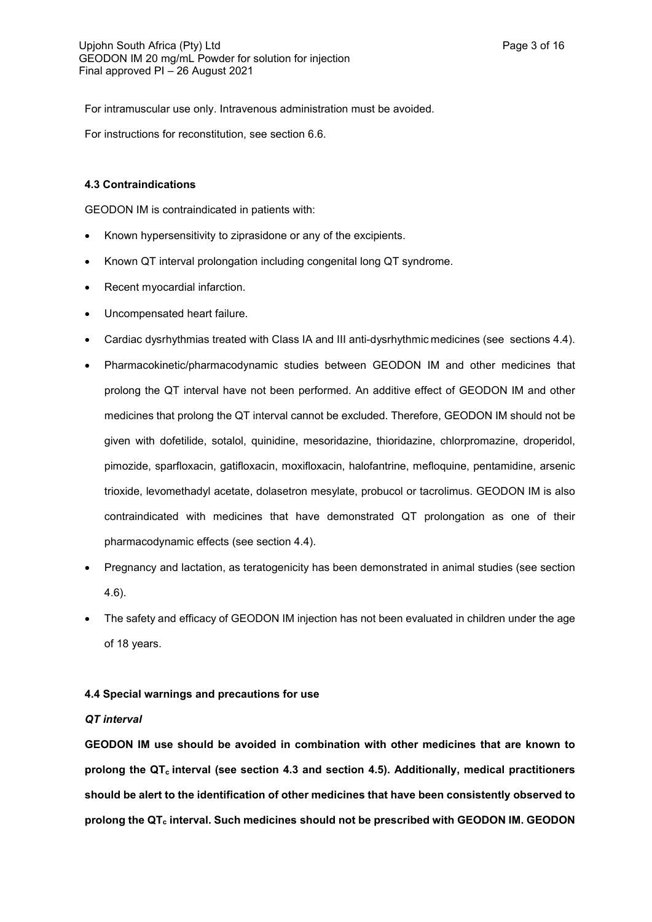For intramuscular use only. Intravenous administration must be avoided.

For instructions for reconstitution, see section 6.6.

**4.3 Contraindications**

GEODON IM is contraindicated in patients with:

- Known hypersensitivity to ziprasidone or any of the excipients.
- Known QT interval prolongation including congenital long QT syndrome.
- Recent myocardial infarction.
- Uncompensated heart failure.
- Cardiac dysrhythmias treated with Class IA and III anti-dysrhythmic medicines (see sections 4.4).
- Pharmacokinetic/pharmacodynamic studies between GEODON IM and other medicines that prolong the QT interval have not been performed. An additive effect of GEODON IM and other medicines that prolong the QT interval cannot be excluded. Therefore, GEODON IM should not be given with dofetilide, sotalol, quinidine, mesoridazine, thioridazine, chlorpromazine, droperidol, pimozide, sparfloxacin, gatifloxacin, moxifloxacin, halofantrine, mefloquine, pentamidine, arsenic trioxide, levomethadyl acetate, dolasetron mesylate, probucol or tacrolimus. GEODON IM is also contraindicated with medicines that have demonstrated QT prolongation as one of their pharmacodynamic effects (see section 4.4).
- Pregnancy and lactation, as teratogenicity has been demonstrated in animal studies (see section 4.6).
- The safety and efficacy of GEODON IM injection has not been evaluated in children under the age of 18 years.

**4.4 Special warnings and precautions for use**

***QT interval***

**GEODON IM use should be avoided in combination with other medicines that are known to prolong the $QT_c$ interval (see section 4.3 and section 4.5). Additionally, medical practitioners should be alert to the identification of other medicines that have been consistently observed to prolong the $QT_c$ interval. Such medicines should not be prescribed with GEODON IM. GEODON**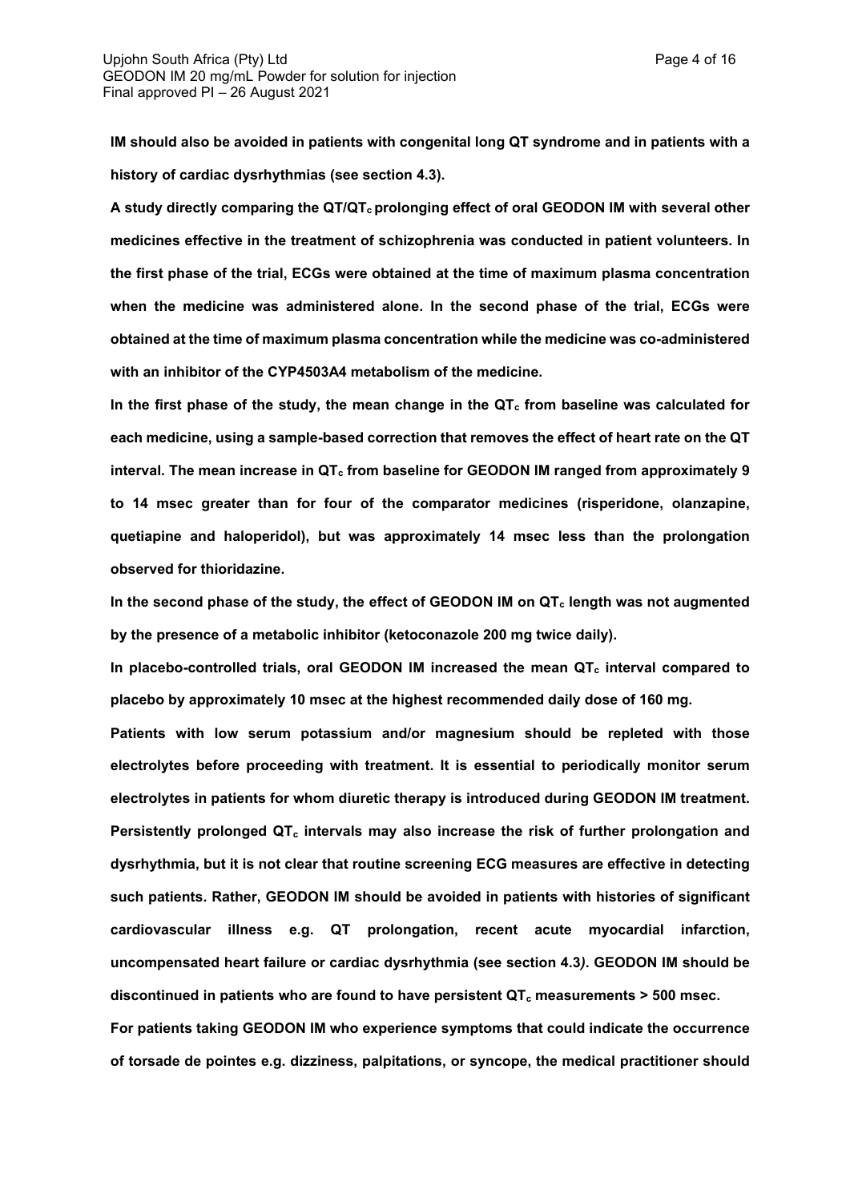**IM should also be avoided in patients with congenital long QT syndrome and in patients with a history of cardiac dysrhythmias (see section 4.3).**

**A study directly comparing the QT/$QT_c$ prolonging effect of oral GEODON IM with several other medicines effective in the treatment of schizophrenia was conducted in patient volunteers. In the first phase of the trial, ECGs were obtained at the time of maximum plasma concentration when the medicine was administered alone. In the second phase of the trial, ECGs were obtained at the time of maximum plasma concentration while the medicine was co-administered with an inhibitor of the CYP4503A4 metabolism of the medicine.**

**In the first phase of the study, the mean change in the $QT_c$ from baseline was calculated for each medicine, using a sample-based correction that removes the effect of heart rate on the QT interval. The mean increase in $QT_c$ from baseline for GEODON IM ranged from approximately 9 to 14 msec greater than for four of the comparator medicines (risperidone, olanzapine, quetiapine and haloperidol), but was approximately 14 msec less than the prolongation observed for thioridazine.**

**In the second phase of the study, the effect of GEODON IM on $QT_c$ length was not augmented by the presence of a metabolic inhibitor (ketoconazole 200 mg twice daily).**

**In placebo-controlled trials, oral GEODON IM increased the mean $QT_c$ interval compared to placebo by approximately 10 msec at the highest recommended daily dose of 160 mg.**

**Patients with low serum potassium and/or magnesium should be repleted with those electrolytes before proceeding with treatment. It is essential to periodically monitor serum electrolytes in patients for whom diuretic therapy is introduced during GEODON IM treatment. Persistently prolonged $QT_c$ intervals may also increase the risk of further prolongation and dysrhythmia, but it is not clear that routine screening ECG measures are effective in detecting such patients. Rather, GEODON IM should be avoided in patients with histories of significant cardiovascular illness e.g. QT prolongation, recent acute myocardial infarction, uncompensated heart failure or cardiac dysrhythmia (see section 4.3). GEODON IM should be discontinued in patients who are found to have persistent $QT_c$ measurements > 500 msec.**

**For patients taking GEODON IM who experience symptoms that could indicate the occurrence of torsade de pointes e.g. dizziness, palpitations, or syncope, the medical practitioner should**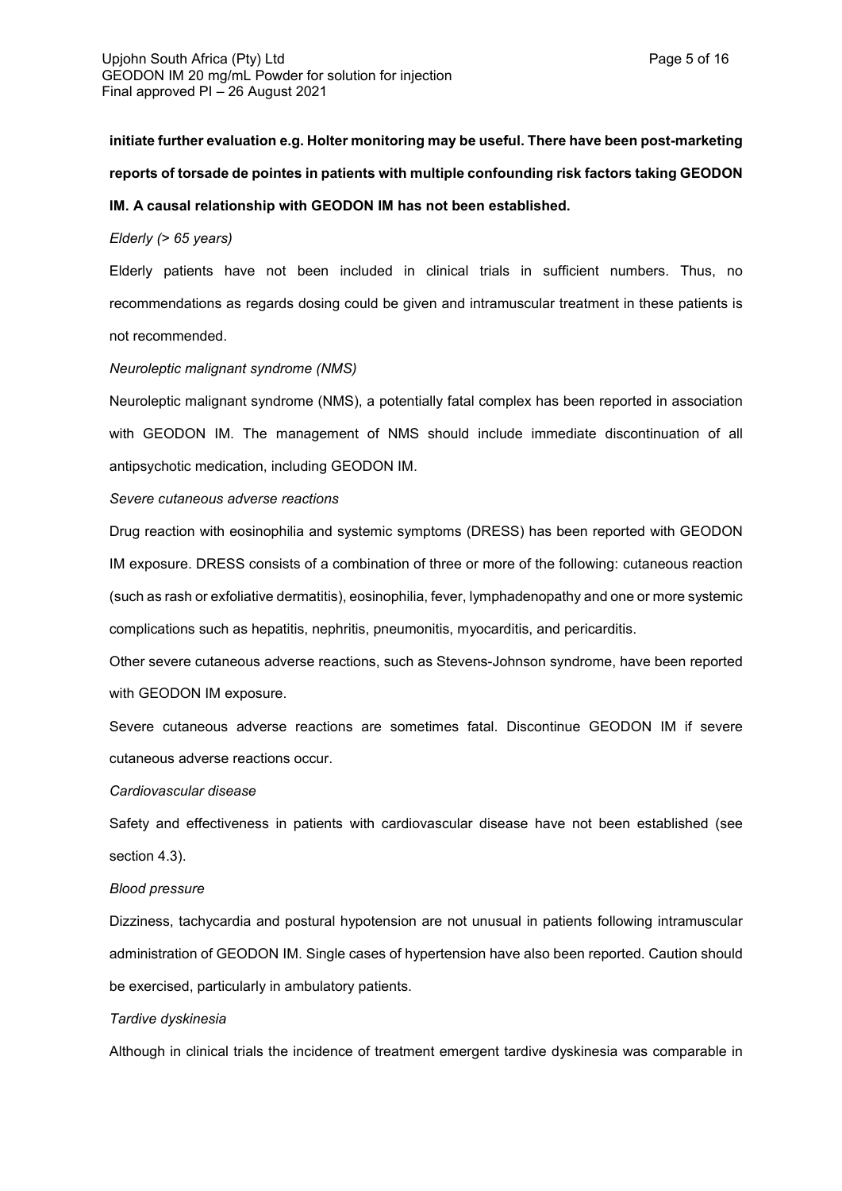**initiate further evaluation e.g. Holter monitoring may be useful. There have been post-marketing reports of torsade de pointes in patients with multiple confounding risk factors taking GEODON IM. A causal relationship with GEODON IM has not been established.**

*Elderly (> 65 years)*

Elderly patients have not been included in clinical trials in sufficient numbers. Thus, no recommendations as regards dosing could be given and intramuscular treatment in these patients is not recommended.

*Neuroleptic malignant syndrome (NMS)*

Neuroleptic malignant syndrome (NMS), a potentially fatal complex has been reported in association with GEODON IM. The management of NMS should include immediate discontinuation of all antipsychotic medication, including GEODON IM.

*Severe cutaneous adverse reactions*

Drug reaction with eosinophilia and systemic symptoms (DRESS) has been reported with GEODON IM exposure. DRESS consists of a combination of three or more of the following: cutaneous reaction (such as rash or exfoliative dermatitis), eosinophilia, fever, lymphadenopathy and one or more systemic complications such as hepatitis, nephritis, pneumonitis, myocarditis, and pericarditis.

Other severe cutaneous adverse reactions, such as Stevens-Johnson syndrome, have been reported with GEODON IM exposure.

Severe cutaneous adverse reactions are sometimes fatal. Discontinue GEODON IM if severe cutaneous adverse reactions occur.

*Cardiovascular disease*

Safety and effectiveness in patients with cardiovascular disease have not been established (see section 4.3).

*Blood pressure*

Dizziness, tachycardia and postural hypotension are not unusual in patients following intramuscular administration of GEODON IM. Single cases of hypertension have also been reported. Caution should be exercised, particularly in ambulatory patients.

*Tardive dyskinesia*

Although in clinical trials the incidence of treatment emergent tardive dyskinesia was comparable in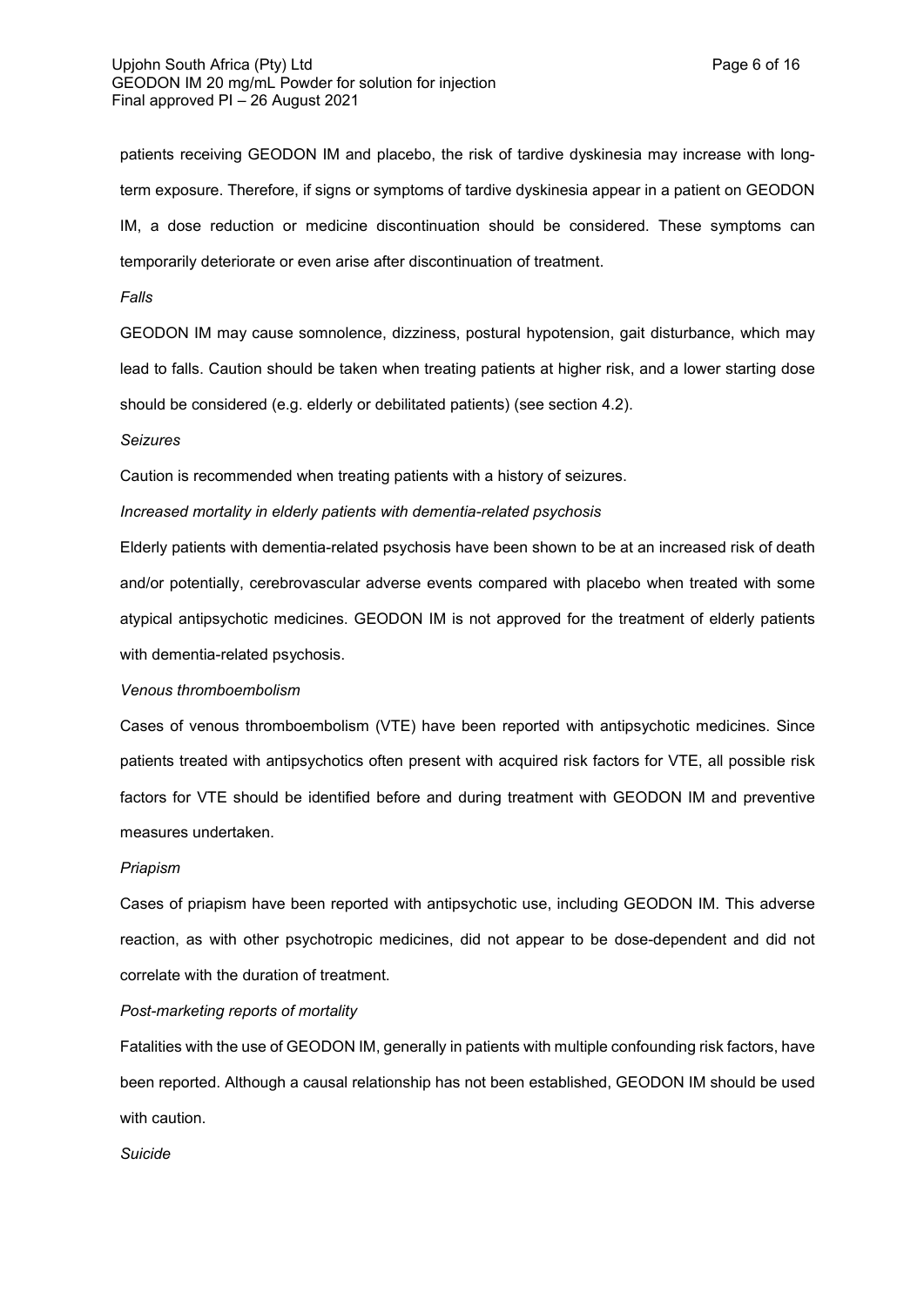patients receiving GEODON IM and placebo, the risk of tardive dyskinesia may increase with long-term exposure. Therefore, if signs or symptoms of tardive dyskinesia appear in a patient on GEODON IM, a dose reduction or medicine discontinuation should be considered. These symptoms can temporarily deteriorate or even arise after discontinuation of treatment.

*Falls*

GEODON IM may cause somnolence, dizziness, postural hypotension, gait disturbance, which may lead to falls. Caution should be taken when treating patients at higher risk, and a lower starting dose should be considered (e.g. elderly or debilitated patients) (see section 4.2).

*Seizures*

Caution is recommended when treating patients with a history of seizures.

*Increased mortality in elderly patients with dementia-related psychosis*

Elderly patients with dementia-related psychosis have been shown to be at an increased risk of death and/or potentially, cerebrovascular adverse events compared with placebo when treated with some atypical antipsychotic medicines. GEODON IM is not approved for the treatment of elderly patients with dementia-related psychosis.

*Venous thromboembolism*

Cases of venous thromboembolism (VTE) have been reported with antipsychotic medicines. Since patients treated with antipsychotics often present with acquired risk factors for VTE, all possible risk factors for VTE should be identified before and during treatment with GEODON IM and preventive measures undertaken.

*Priapism*

Cases of priapism have been reported with antipsychotic use, including GEODON IM. This adverse reaction, as with other psychotropic medicines, did not appear to be dose-dependent and did not correlate with the duration of treatment.

*Post-marketing reports of mortality*

Fatalities with the use of GEODON IM, generally in patients with multiple confounding risk factors, have been reported. Although a causal relationship has not been established, GEODON IM should be used with caution.

*Suicide*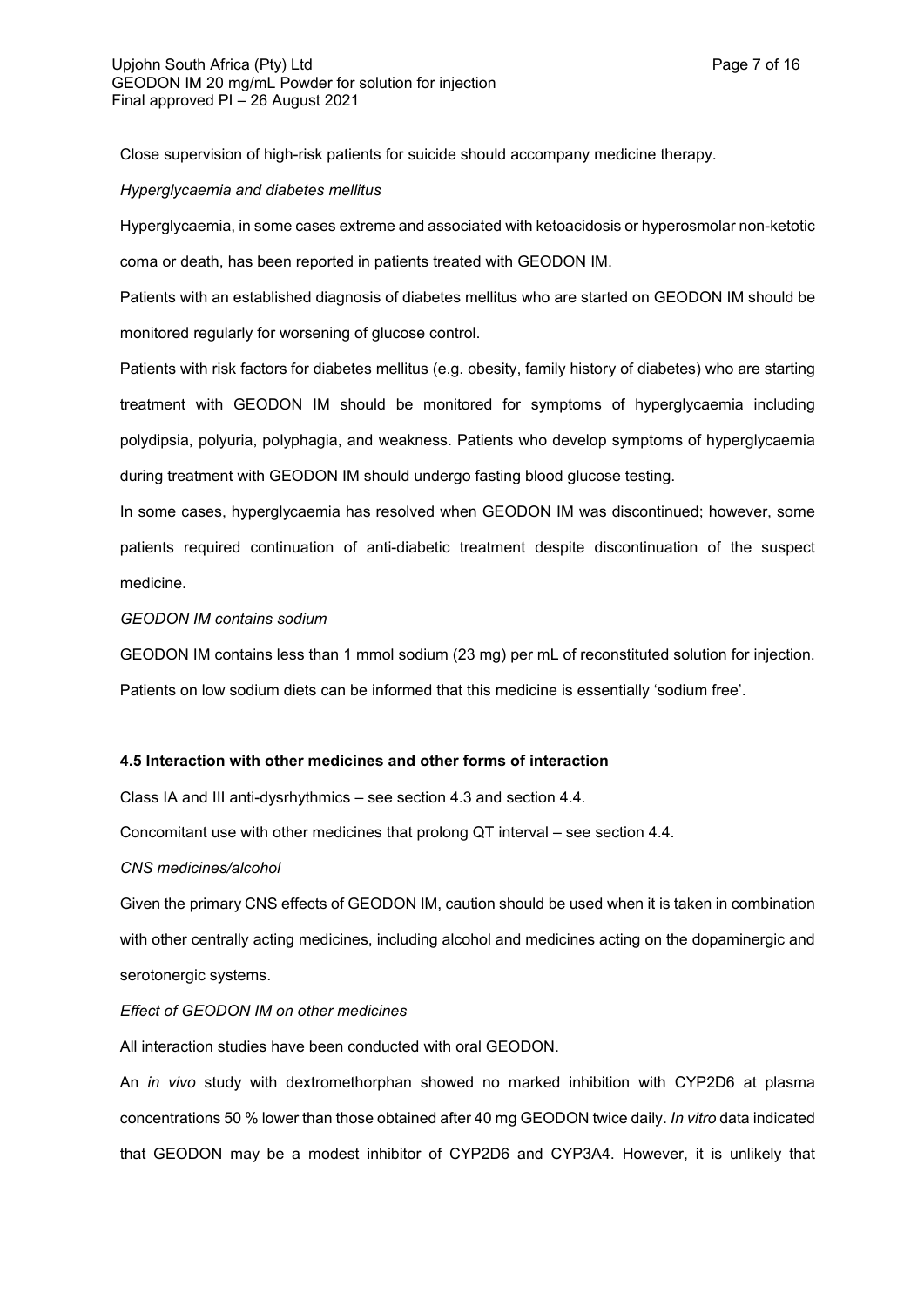Close supervision of high-risk patients for suicide should accompany medicine therapy.

*Hyperglycaemia and diabetes mellitus*

Hyperglycaemia, in some cases extreme and associated with ketoacidosis or hyperosmolar non-ketotic coma or death, has been reported in patients treated with GEODON IM.

Patients with an established diagnosis of diabetes mellitus who are started on GEODON IM should be monitored regularly for worsening of glucose control.

Patients with risk factors for diabetes mellitus (e.g. obesity, family history of diabetes) who are starting treatment with GEODON IM should be monitored for symptoms of hyperglycaemia including polydipsia, polyuria, polyphagia, and weakness. Patients who develop symptoms of hyperglycaemia during treatment with GEODON IM should undergo fasting blood glucose testing.

In some cases, hyperglycaemia has resolved when GEODON IM was discontinued; however, some patients required continuation of anti-diabetic treatment despite discontinuation of the suspect medicine.

*GEODON IM contains sodium*

GEODON IM contains less than 1 mmol sodium (23 mg) per mL of reconstituted solution for injection. Patients on low sodium diets can be informed that this medicine is essentially 'sodium free'.

**4.5 Interaction with other medicines and other forms of interaction**

Class IA and III anti-dysrhythmics – see section 4.3 and section 4.4.

Concomitant use with other medicines that prolong QT interval – see section 4.4.

*CNS medicines/alcohol*

Given the primary CNS effects of GEODON IM, caution should be used when it is taken in combination with other centrally acting medicines, including alcohol and medicines acting on the dopaminergic and serotonergic systems.

*Effect of GEODON IM on other medicines*

All interaction studies have been conducted with oral GEODON.

An *in vivo* study with dextromethorphan showed no marked inhibition with CYP2D6 at plasma concentrations 50 % lower than those obtained after 40 mg GEODON twice daily. *In vitro* data indicated that GEODON may be a modest inhibitor of CYP2D6 and CYP3A4. However, it is unlikely that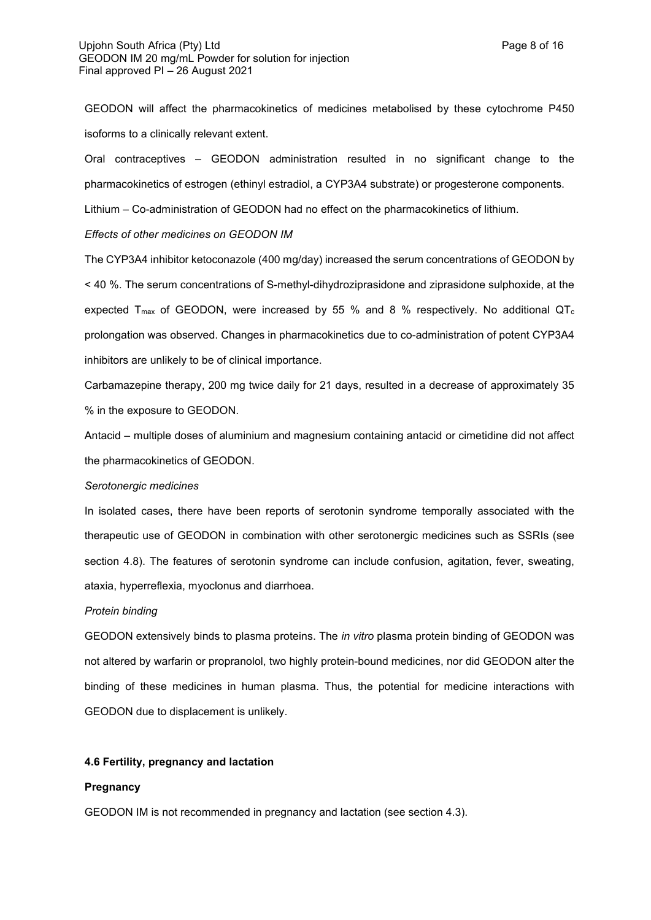GEODON will affect the pharmacokinetics of medicines metabolised by these cytochrome P450 isoforms to a clinically relevant extent.

Oral contraceptives – GEODON administration resulted in no significant change to the pharmacokinetics of estrogen (ethinyl estradiol, a CYP3A4 substrate) or progesterone components.

Lithium – Co-administration of GEODON had no effect on the pharmacokinetics of lithium.

*Effects of other medicines on GEODON IM*

The CYP3A4 inhibitor ketoconazole (400 mg/day) increased the serum concentrations of GEODON by < 40 %. The serum concentrations of S-methyl-dihydroziprasidone and ziprasidone sulphoxide, at the expected $T_{max}$ of GEODON, were increased by 55 % and 8 % respectively. No additional $QT_c$ prolongation was observed. Changes in pharmacokinetics due to co-administration of potent CYP3A4 inhibitors are unlikely to be of clinical importance.

Carbamazepine therapy, 200 mg twice daily for 21 days, resulted in a decrease of approximately 35 % in the exposure to GEODON.

Antacid – multiple doses of aluminium and magnesium containing antacid or cimetidine did not affect the pharmacokinetics of GEODON.

*Serotonergic medicines*

In isolated cases, there have been reports of serotonin syndrome temporally associated with the therapeutic use of GEODON in combination with other serotonergic medicines such as SSRIs (see section 4.8). The features of serotonin syndrome can include confusion, agitation, fever, sweating, ataxia, hyperreflexia, myoclonus and diarrhoea.

*Protein binding*

GEODON extensively binds to plasma proteins. The *in vitro* plasma protein binding of GEODON was not altered by warfarin or propranolol, two highly protein-bound medicines, nor did GEODON alter the binding of these medicines in human plasma. Thus, the potential for medicine interactions with GEODON due to displacement is unlikely.

**4.6 Fertility, pregnancy and lactation**

**Pregnancy**

GEODON IM is not recommended in pregnancy and lactation (see section 4.3).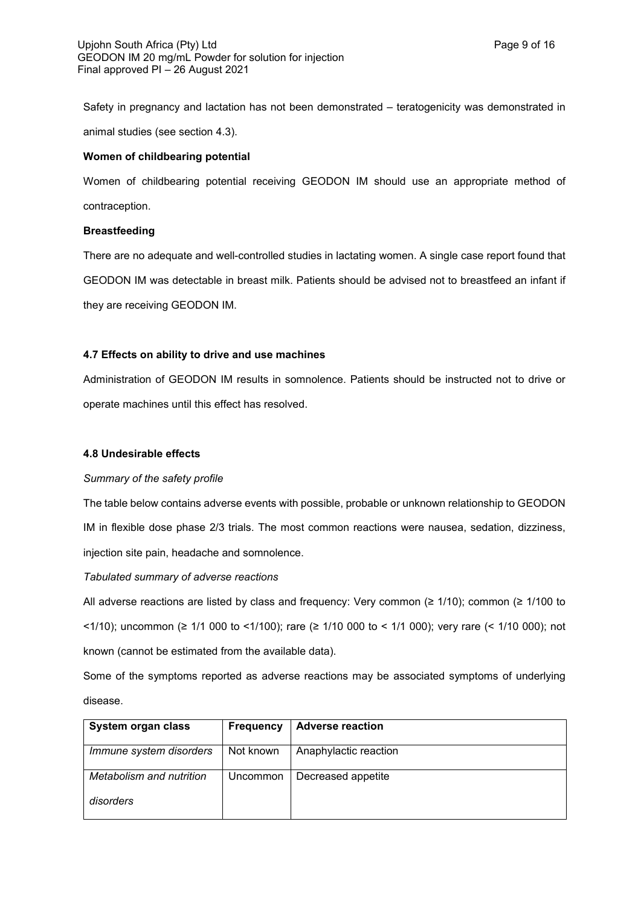Safety in pregnancy and lactation has not been demonstrated – teratogenicity was demonstrated in animal studies (see section 4.3).

**Women of childbearing potential**

Women of childbearing potential receiving GEODON IM should use an appropriate method of contraception.

**Breastfeeding**

There are no adequate and well-controlled studies in lactating women. A single case report found that GEODON IM was detectable in breast milk. Patients should be advised not to breastfeed an infant if they are receiving GEODON IM.

### 4.7 Effects on ability to drive and use machines

Administration of GEODON IM results in somnolence. Patients should be instructed not to drive or operate machines until this effect has resolved.

### 4.8 Undesirable effects

*Summary of the safety profile*

The table below contains adverse events with possible, probable or unknown relationship to GEODON IM in flexible dose phase 2/3 trials. The most common reactions were nausea, sedation, dizziness, injection site pain, headache and somnolence.

*Tabulated summary of adverse reactions*

All adverse reactions are listed by class and frequency: Very common (≥ 1/10); common (≥ 1/100 to <1/10); uncommon (≥ 1/1 000 to <1/100); rare (≥ 1/10 000 to < 1/1 000); very rare (< 1/10 000); not known (cannot be estimated from the available data).

Some of the symptoms reported as adverse reactions may be associated symptoms of underlying disease.

| **System organ class** | **Frequency** | **Adverse reaction** |
|---|---|---|
| *Immune system disorders* | Not known | Anaphylactic reaction |
| *Metabolism and nutrition disorders* | Uncommon | Decreased appetite |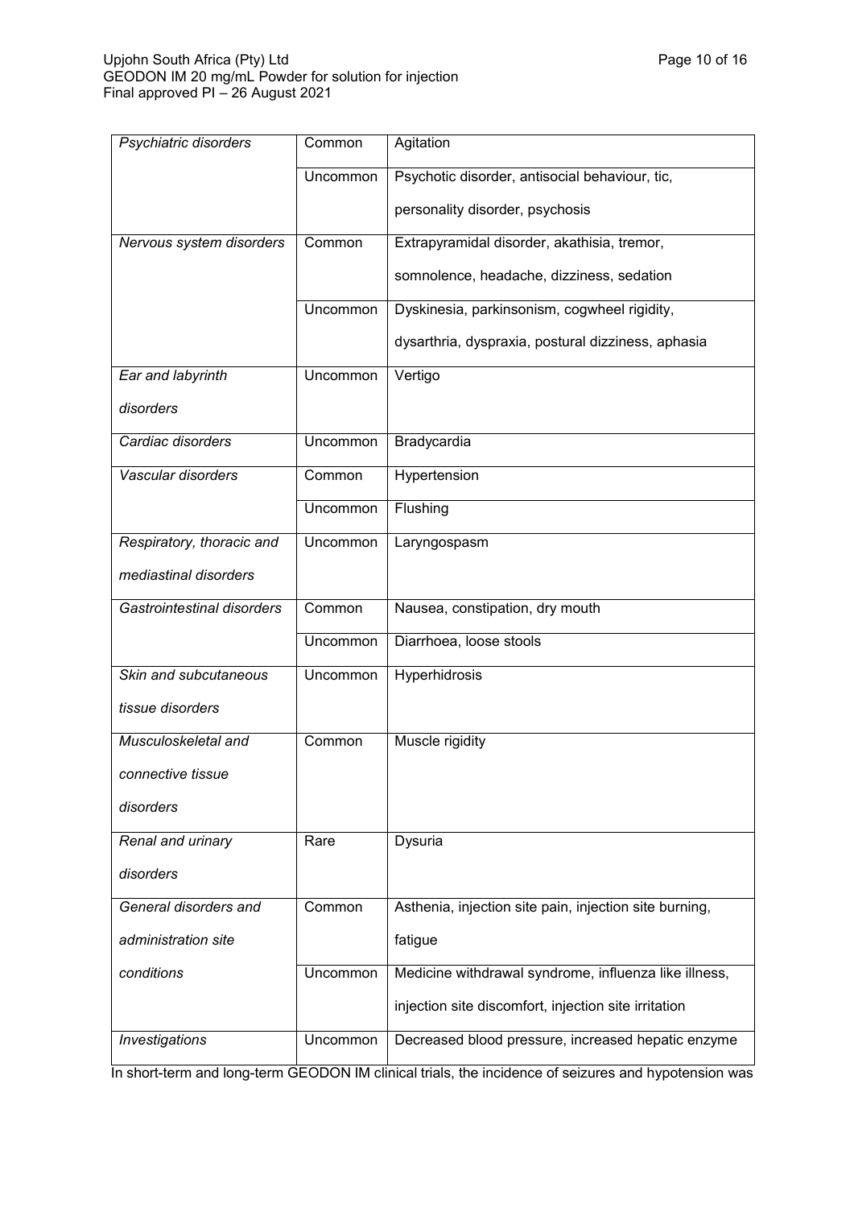| *Psychiatric disorders* | Common | Agitation |
|---|---|---|
| | Uncommon | Psychotic disorder, antisocial behaviour, tic, personality disorder, psychosis |
| *Nervous system disorders* | Common | Extrapyramidal disorder, akathisia, tremor, somnolence, headache, dizziness, sedation |
| | Uncommon | Dyskinesia, parkinsonism, cogwheel rigidity, dysarthria, dyspraxia, postural dizziness, aphasia |
| *Ear and labyrinth disorders* | Uncommon | Vertigo |
| *Cardiac disorders* | Uncommon | Bradycardia |
| *Vascular disorders* | Common | Hypertension |
| | Uncommon | Flushing |
| *Respiratory, thoracic and mediastinal disorders* | Uncommon | Laryngospasm |
| *Gastrointestinal disorders* | Common | Nausea, constipation, dry mouth |
| | Uncommon | Diarrhoea, loose stools |
| *Skin and subcutaneous tissue disorders* | Uncommon | Hyperhidrosis |
| *Musculoskeletal and connective tissue disorders* | Common | Muscle rigidity |
| *Renal and urinary disorders* | Rare | Dysuria |
| *General disorders and administration site conditions* | Common | Asthenia, injection site pain, injection site burning, fatigue |
| | Uncommon | Medicine withdrawal syndrome, influenza like illness, injection site discomfort, injection site irritation |
| *Investigations* | Uncommon | Decreased blood pressure, increased hepatic enzyme |

In short-term and long-term GEODON IM clinical trials, the incidence of seizures and hypotension was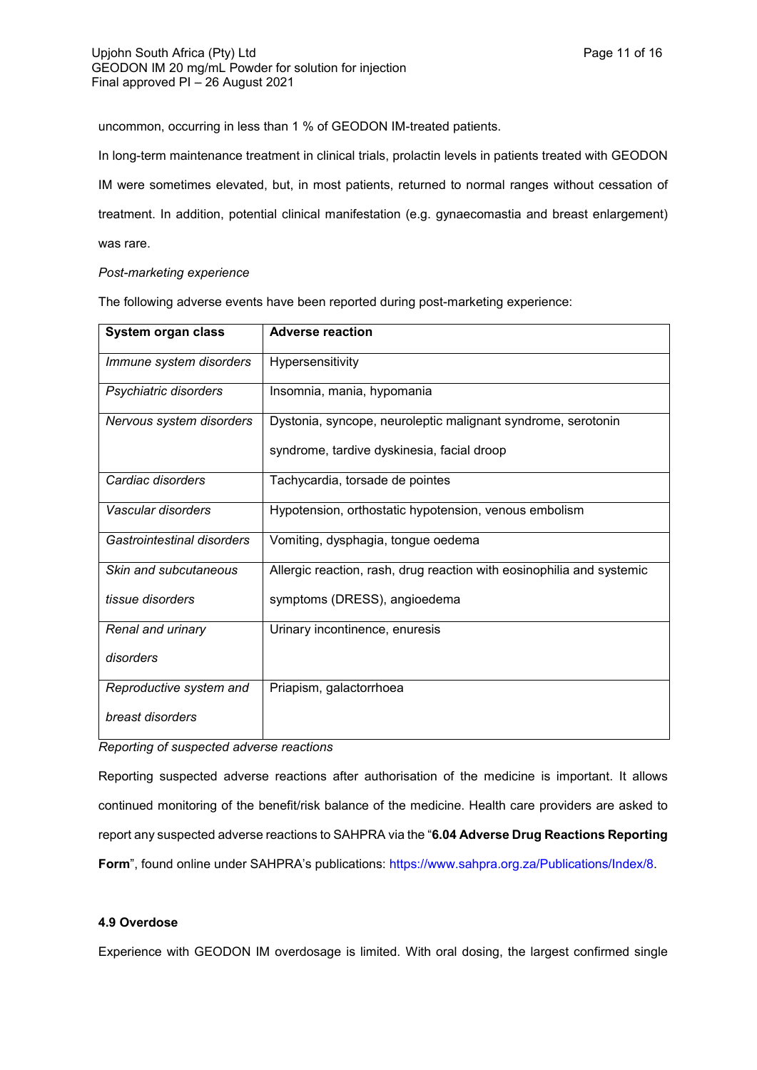uncommon, occurring in less than 1 % of GEODON IM-treated patients.

In long-term maintenance treatment in clinical trials, prolactin levels in patients treated with GEODON IM were sometimes elevated, but, in most patients, returned to normal ranges without cessation of treatment. In addition, potential clinical manifestation (e.g. gynaecomastia and breast enlargement) was rare.

*Post-marketing experience*

The following adverse events have been reported during post-marketing experience:

| System organ class | Adverse reaction |
|---|---|
| *Immune system disorders* | Hypersensitivity |
| *Psychiatric disorders* | Insomnia, mania, hypomania |
| *Nervous system disorders* | Dystonia, syncope, neuroleptic malignant syndrome, serotonin syndrome, tardive dyskinesia, facial droop |
| *Cardiac disorders* | Tachycardia, torsade de pointes |
| *Vascular disorders* | Hypotension, orthostatic hypotension, venous embolism |
| *Gastrointestinal disorders* | Vomiting, dysphagia, tongue oedema |
| *Skin and subcutaneous tissue disorders* | Allergic reaction, rash, drug reaction with eosinophilia and systemic symptoms (DRESS), angioedema |
| *Renal and urinary disorders* | Urinary incontinence, enuresis |
| *Reproductive system and breast disorders* | Priapism, galactorrhoea |

*Reporting of suspected adverse reactions*

Reporting suspected adverse reactions after authorisation of the medicine is important. It allows continued monitoring of the benefit/risk balance of the medicine. Health care providers are asked to report any suspected adverse reactions to SAHPRA via the "**6.04 Adverse Drug Reactions Reporting Form**", found online under SAHPRA's publications: https://www.sahpra.org.za/Publications/Index/8.

**4.9 Overdose**

Experience with GEODON IM overdosage is limited. With oral dosing, the largest confirmed single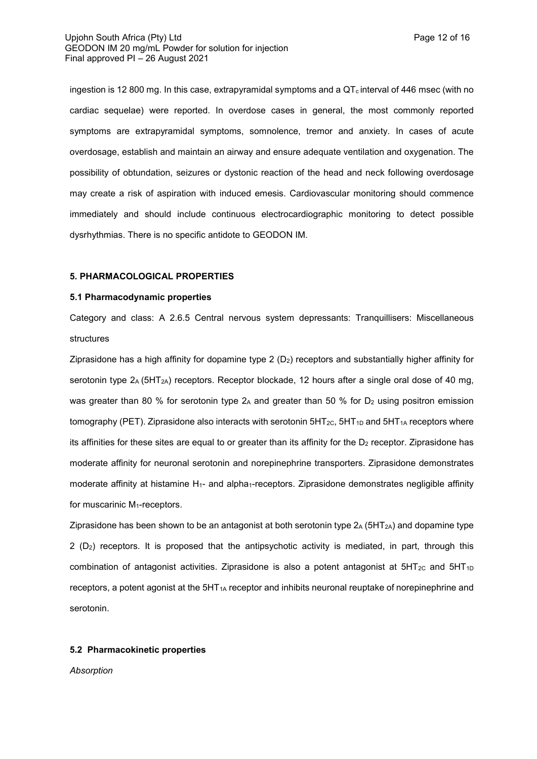ingestion is 12 800 mg. In this case, extrapyramidal symptoms and a $QT_c$ interval of 446 msec (with no cardiac sequelae) were reported. In overdose cases in general, the most commonly reported symptoms are extrapyramidal symptoms, somnolence, tremor and anxiety. In cases of acute overdosage, establish and maintain an airway and ensure adequate ventilation and oxygenation. The possibility of obtundation, seizures or dystonic reaction of the head and neck following overdosage may create a risk of aspiration with induced emesis. Cardiovascular monitoring should commence immediately and should include continuous electrocardiographic monitoring to detect possible dysrhythmias. There is no specific antidote to GEODON IM.

## 5. PHARMACOLOGICAL PROPERTIES

### 5.1 Pharmacodynamic properties

Category and class: A 2.6.5 Central nervous system depressants: Tranquillisers: Miscellaneous structures

Ziprasidone has a high affinity for dopamine type 2 ($D_2$) receptors and substantially higher affinity for serotonin type $2_A$ ($5HT_{2A}$) receptors. Receptor blockade, 12 hours after a single oral dose of 40 mg, was greater than 80 % for serotonin type $2_A$ and greater than 50 % for $D_2$ using positron emission tomography (PET). Ziprasidone also interacts with serotonin $5HT_{2C}$, $5HT_{1D}$ and $5HT_{1A}$ receptors where its affinities for these sites are equal to or greater than its affinity for the $D_2$ receptor. Ziprasidone has moderate affinity for neuronal serotonin and norepinephrine transporters. Ziprasidone demonstrates moderate affinity at histamine $H_1$- and alpha$_1$-receptors. Ziprasidone demonstrates negligible affinity for muscarinic $M_1$-receptors.

Ziprasidone has been shown to be an antagonist at both serotonin type $2_A$ ($5HT_{2A}$) and dopamine type 2 ($D_2$) receptors. It is proposed that the antipsychotic activity is mediated, in part, through this combination of antagonist activities. Ziprasidone is also a potent antagonist at $5HT_{2C}$ and $5HT_{1D}$ receptors, a potent agonist at the $5HT_{1A}$ receptor and inhibits neuronal reuptake of norepinephrine and serotonin.

### 5.2 Pharmacokinetic properties

*Absorption*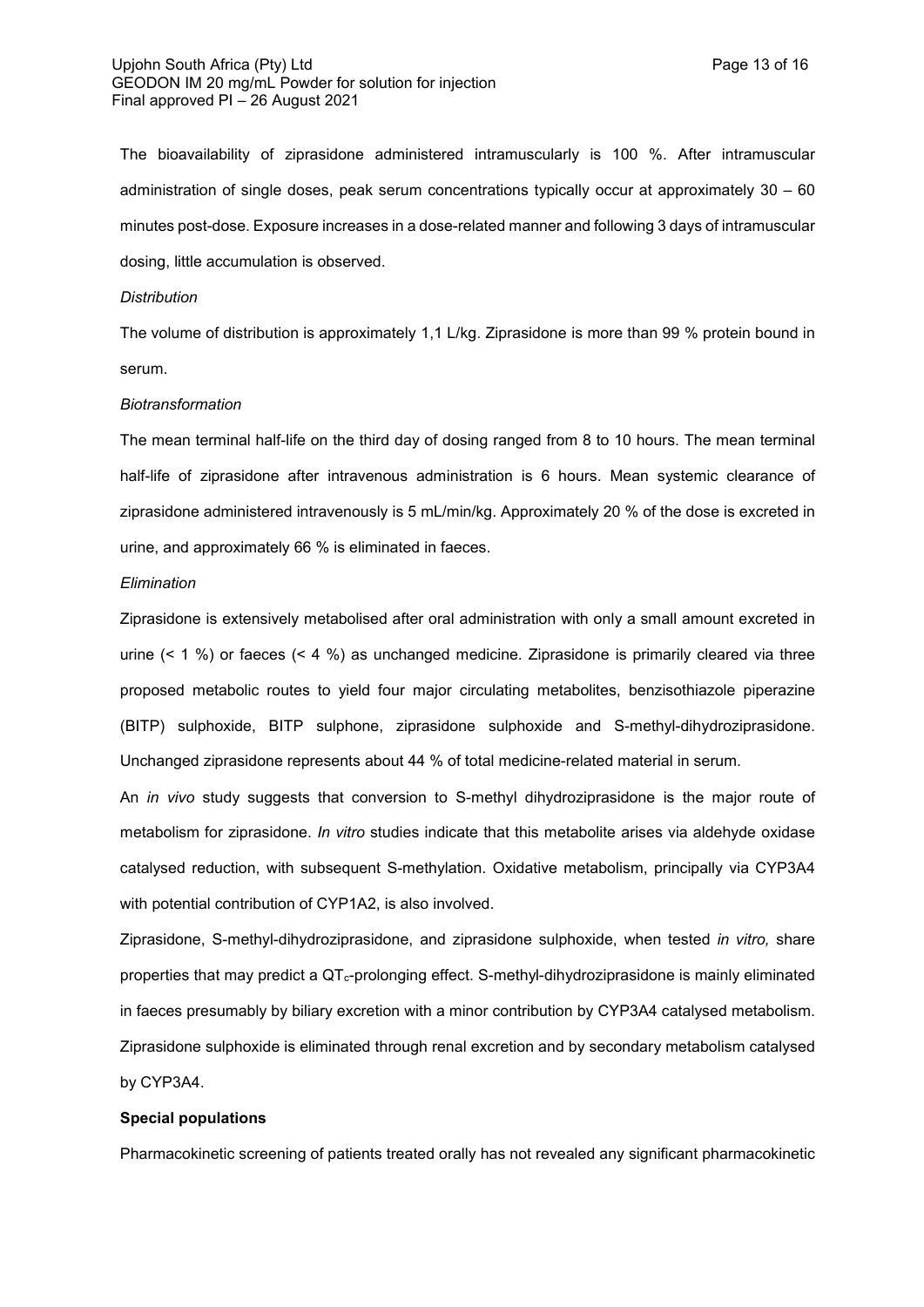The bioavailability of ziprasidone administered intramuscularly is 100 %. After intramuscular administration of single doses, peak serum concentrations typically occur at approximately 30 – 60 minutes post-dose. Exposure increases in a dose-related manner and following 3 days of intramuscular dosing, little accumulation is observed.

*Distribution*

The volume of distribution is approximately 1,1 L/kg. Ziprasidone is more than 99 % protein bound in serum.

*Biotransformation*

The mean terminal half-life on the third day of dosing ranged from 8 to 10 hours. The mean terminal half-life of ziprasidone after intravenous administration is 6 hours. Mean systemic clearance of ziprasidone administered intravenously is 5 mL/min/kg. Approximately 20 % of the dose is excreted in urine, and approximately 66 % is eliminated in faeces.

*Elimination*

Ziprasidone is extensively metabolised after oral administration with only a small amount excreted in urine (< 1 %) or faeces (< 4 %) as unchanged medicine. Ziprasidone is primarily cleared via three proposed metabolic routes to yield four major circulating metabolites, benzisothiazole piperazine (BITP) sulphoxide, BITP sulphone, ziprasidone sulphoxide and S-methyl-dihydroziprasidone. Unchanged ziprasidone represents about 44 % of total medicine-related material in serum.

An *in vivo* study suggests that conversion to S-methyl dihydroziprasidone is the major route of metabolism for ziprasidone. *In vitro* studies indicate that this metabolite arises via aldehyde oxidase catalysed reduction, with subsequent S-methylation. Oxidative metabolism, principally via CYP3A4 with potential contribution of CYP1A2, is also involved.

Ziprasidone, S-methyl-dihydroziprasidone, and ziprasidone sulphoxide, when tested *in vitro,* share properties that may predict a $QT_c$-prolonging effect. S-methyl-dihydroziprasidone is mainly eliminated in faeces presumably by biliary excretion with a minor contribution by CYP3A4 catalysed metabolism. Ziprasidone sulphoxide is eliminated through renal excretion and by secondary metabolism catalysed by CYP3A4.

**Special populations**

Pharmacokinetic screening of patients treated orally has not revealed any significant pharmacokinetic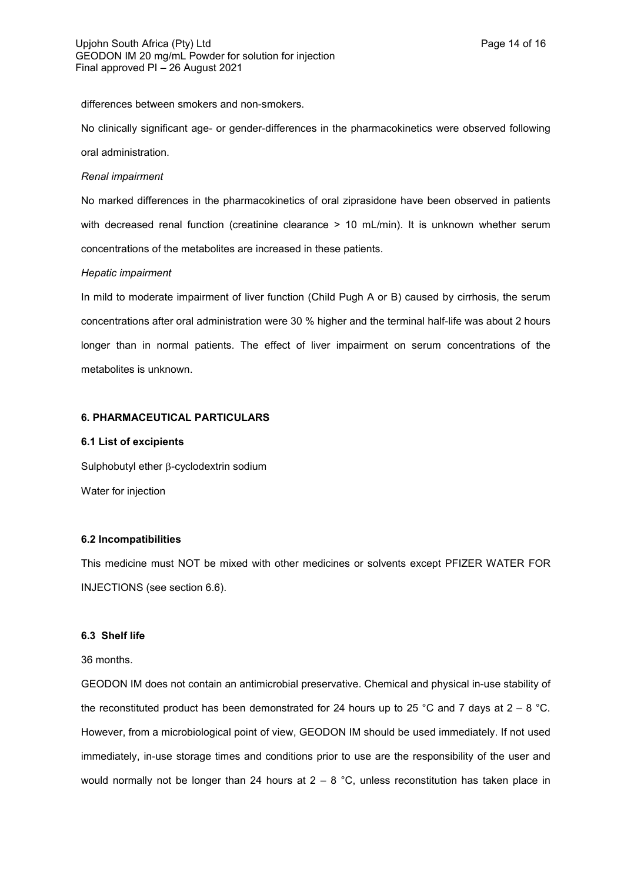differences between smokers and non-smokers.

No clinically significant age- or gender-differences in the pharmacokinetics were observed following oral administration.

*Renal impairment*

No marked differences in the pharmacokinetics of oral ziprasidone have been observed in patients with decreased renal function (creatinine clearance > 10 mL/min). It is unknown whether serum concentrations of the metabolites are increased in these patients.

*Hepatic impairment*

In mild to moderate impairment of liver function (Child Pugh A or B) caused by cirrhosis, the serum concentrations after oral administration were 30 % higher and the terminal half-life was about 2 hours longer than in normal patients. The effect of liver impairment on serum concentrations of the metabolites is unknown.

## 6. PHARMACEUTICAL PARTICULARS

### 6.1 List of excipients

Sulphobutyl ether β-cyclodextrin sodium

Water for injection

### 6.2 Incompatibilities

This medicine must NOT be mixed with other medicines or solvents except PFIZER WATER FOR INJECTIONS (see section 6.6).

### 6.3 Shelf life

36 months.

GEODON IM does not contain an antimicrobial preservative. Chemical and physical in-use stability of the reconstituted product has been demonstrated for 24 hours up to 25 °C and 7 days at 2 – 8 °C. However, from a microbiological point of view, GEODON IM should be used immediately. If not used immediately, in-use storage times and conditions prior to use are the responsibility of the user and would normally not be longer than 24 hours at 2 – 8 °C, unless reconstitution has taken place in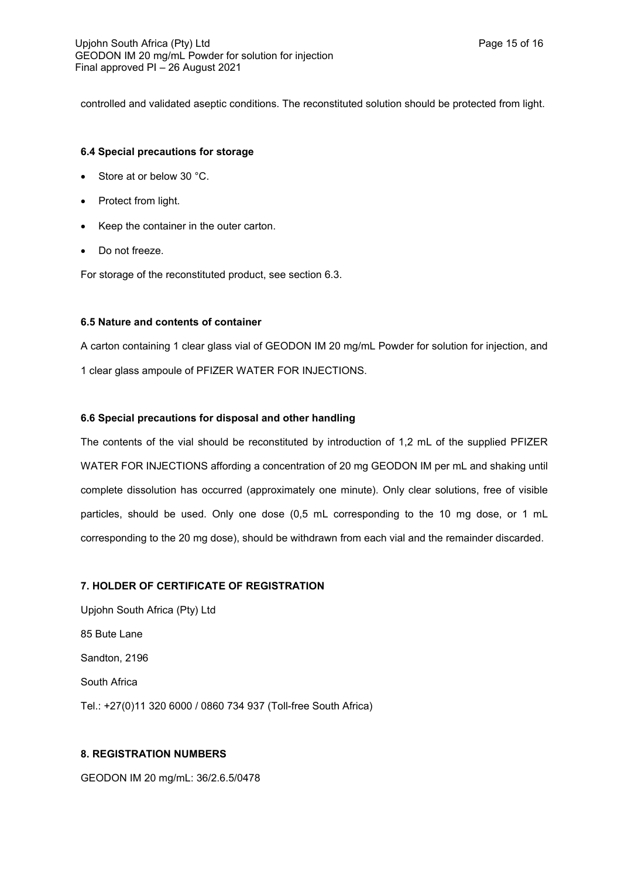controlled and validated aseptic conditions. The reconstituted solution should be protected from light.

### 6.4 Special precautions for storage

- Store at or below 30 °C.
- Protect from light.
- Keep the container in the outer carton.
- Do not freeze.

For storage of the reconstituted product, see section 6.3.

### 6.5 Nature and contents of container

A carton containing 1 clear glass vial of GEODON IM 20 mg/mL Powder for solution for injection, and 1 clear glass ampoule of PFIZER WATER FOR INJECTIONS.

### 6.6 Special precautions for disposal and other handling

The contents of the vial should be reconstituted by introduction of 1,2 mL of the supplied PFIZER WATER FOR INJECTIONS affording a concentration of 20 mg GEODON IM per mL and shaking until complete dissolution has occurred (approximately one minute). Only clear solutions, free of visible particles, should be used. Only one dose (0,5 mL corresponding to the 10 mg dose, or 1 mL corresponding to the 20 mg dose), should be withdrawn from each vial and the remainder discarded.

## 7. HOLDER OF CERTIFICATE OF REGISTRATION

Upjohn South Africa (Pty) Ltd

85 Bute Lane

Sandton, 2196

South Africa

Tel.: +27(0)11 320 6000 / 0860 734 937 (Toll-free South Africa)

## 8. REGISTRATION NUMBERS

GEODON IM 20 mg/mL: 36/2.6.5/0478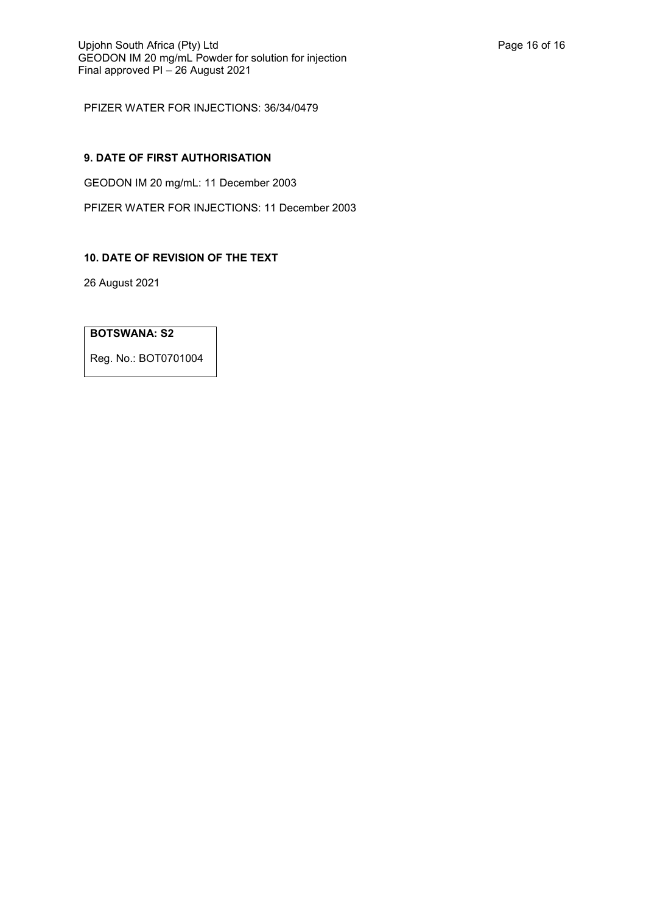PFIZER WATER FOR INJECTIONS: 36/34/0479

## 9. DATE OF FIRST AUTHORISATION

GEODON IM 20 mg/mL: 11 December 2003

PFIZER WATER FOR INJECTIONS: 11 December 2003

## 10. DATE OF REVISION OF THE TEXT

26 August 2021

**BOTSWANA: S2**

Reg. No.: BOT0701004